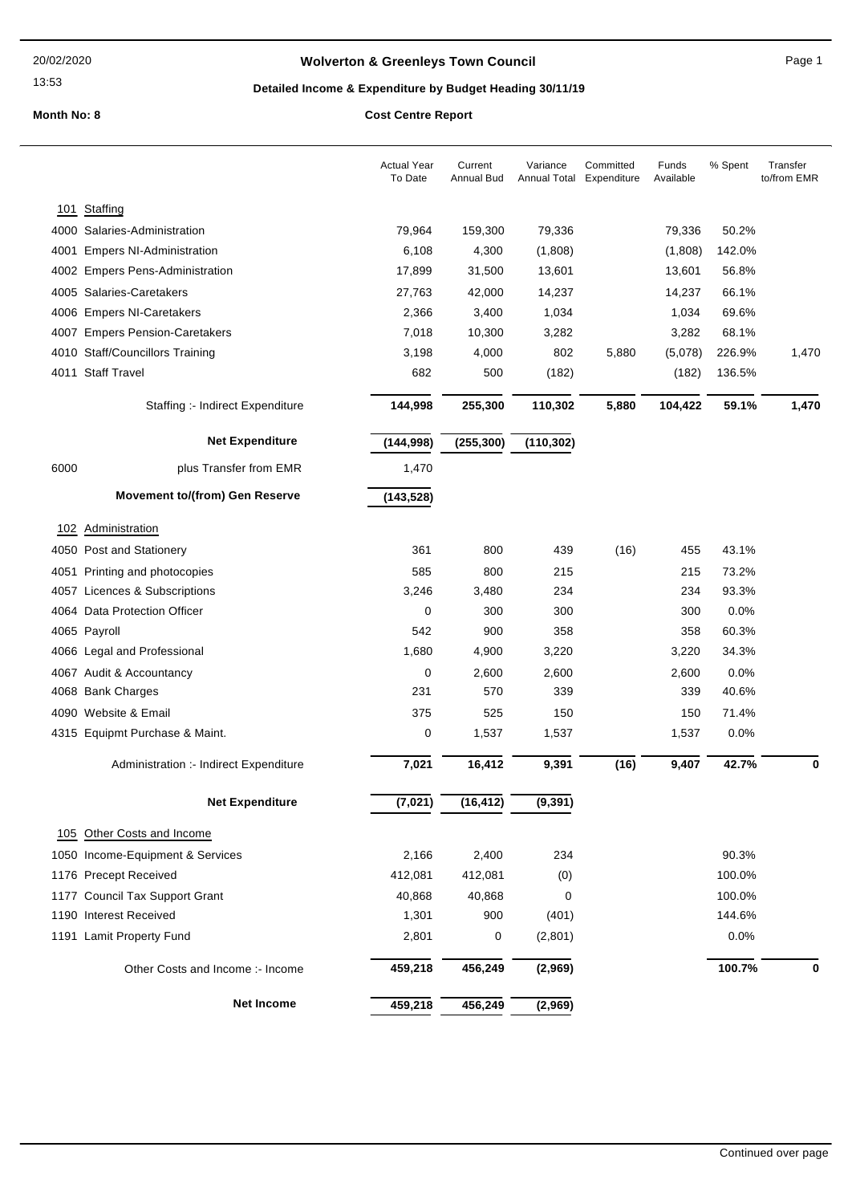# Wolverton & Greenleys Town Council

## Detailed Income & Expenditure by Budget Heading 30/11/19

**Month No: 8**

**Cost Centre Report**

| | | Actual Year To Date | Current Annual Bud | Variance Annual Total | Committed Expenditure | Funds Available | % Spent | Transfer to/from EMR |
|---|---|---|---|---|---|---|---|---|
| **101** | **Staffing** | | | | | | | |
| 4000 | Salaries-Administration | 79,964 | 159,300 | 79,336 | | 79,336 | 50.2% | |
| 4001 | Empers NI-Administration | 6,108 | 4,300 | (1,808) | | (1,808) | 142.0% | |
| 4002 | Empers Pens-Administration | 17,899 | 31,500 | 13,601 | | 13,601 | 56.8% | |
| 4005 | Salaries-Caretakers | 27,763 | 42,000 | 14,237 | | 14,237 | 66.1% | |
| 4006 | Empers NI-Caretakers | 2,366 | 3,400 | 1,034 | | 1,034 | 69.6% | |
| 4007 | Empers Pension-Caretakers | 7,018 | 10,300 | 3,282 | | 3,282 | 68.1% | |
| 4010 | Staff/Councillors Training | 3,198 | 4,000 | 802 | 5,880 | (5,078) | 226.9% | 1,470 |
| 4011 | Staff Travel | 682 | 500 | (182) | | (182) | 136.5% | |
| | Staffing :- Indirect Expenditure | **144,998** | **255,300** | **110,302** | **5,880** | **104,422** | **59.1%** | **1,470** |
| | **Net Expenditure** | **(144,998)** | **(255,300)** | **(110,302)** | | | | |
| 6000 | plus Transfer from EMR | 1,470 | | | | | | |
| | **Movement to/(from) Gen Reserve** | **(143,528)** | | | | | | |
| **102** | **Administration** | | | | | | | |
| 4050 | Post and Stationery | 361 | 800 | 439 | (16) | 455 | 43.1% | |
| 4051 | Printing and photocopies | 585 | 800 | 215 | | 215 | 73.2% | |
| 4057 | Licences & Subscriptions | 3,246 | 3,480 | 234 | | 234 | 93.3% | |
| 4064 | Data Protection Officer | 0 | 300 | 300 | | 300 | 0.0% | |
| 4065 | Payroll | 542 | 900 | 358 | | 358 | 60.3% | |
| 4066 | Legal and Professional | 1,680 | 4,900 | 3,220 | | 3,220 | 34.3% | |
| 4067 | Audit & Accountancy | 0 | 2,600 | 2,600 | | 2,600 | 0.0% | |
| 4068 | Bank Charges | 231 | 570 | 339 | | 339 | 40.6% | |
| 4090 | Website & Email | 375 | 525 | 150 | | 150 | 71.4% | |
| 4315 | Equipmt Purchase & Maint. | 0 | 1,537 | 1,537 | | 1,537 | 0.0% | |
| | Administration :- Indirect Expenditure | **7,021** | **16,412** | **9,391** | **(16)** | **9,407** | **42.7%** | **0** |
| | **Net Expenditure** | **(7,021)** | **(16,412)** | **(9,391)** | | | | |
| **105** | **Other Costs and Income** | | | | | | | |
| 1050 | Income-Equipment & Services | 2,166 | 2,400 | 234 | | | 90.3% | |
| 1176 | Precept Received | 412,081 | 412,081 | (0) | | | 100.0% | |
| 1177 | Council Tax Support Grant | 40,868 | 40,868 | 0 | | | 100.0% | |
| 1190 | Interest Received | 1,301 | 900 | (401) | | | 144.6% | |
| 1191 | Lamit Property Fund | 2,801 | 0 | (2,801) | | | 0.0% | |
| | Other Costs and Income :- Income | **459,218** | **456,249** | **(2,969)** | | | **100.7%** | **0** |
| | **Net Income** | **459,218** | **456,249** | **(2,969)** | | | | |

Continued over page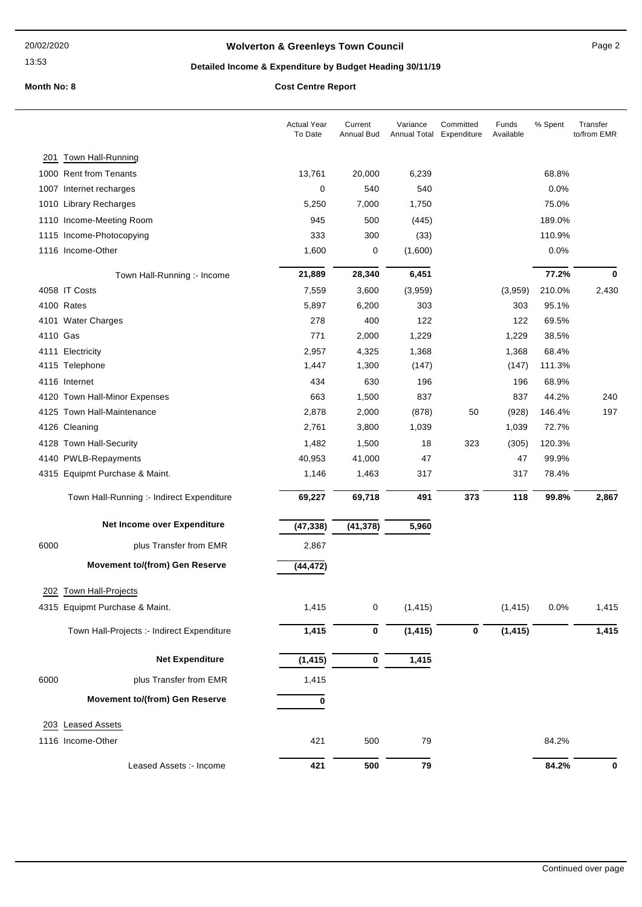**Wolverton & Greenleys Town Council**

**Detailed Income & Expenditure by Budget Heading 30/11/19**

20/02/2020 13:53

**Month No: 8** **Cost Centre Report**

| | Actual Year To Date | Current Annual Bud | Variance Annual Total | Committed Expenditure | Funds Available | % Spent | Transfer to/from EMR |
|---|---|---|---|---|---|---|---|
| **201 Town Hall-Running** | | | | | | | |
| 1000 Rent from Tenants | 13,761 | 20,000 | 6,239 | | | 68.8% | |
| 1007 Internet recharges | 0 | 540 | 540 | | | 0.0% | |
| 1010 Library Recharges | 5,250 | 7,000 | 1,750 | | | 75.0% | |
| 1110 Income-Meeting Room | 945 | 500 | (445) | | | 189.0% | |
| 1115 Income-Photocopying | 333 | 300 | (33) | | | 110.9% | |
| 1116 Income-Other | 1,600 | 0 | (1,600) | | | 0.0% | |
| Town Hall-Running :- Income | **21,889** | **28,340** | **6,451** | | | **77.2%** | **0** |
| 4058 IT Costs | 7,559 | 3,600 | (3,959) | | (3,959) | 210.0% | 2,430 |
| 4100 Rates | 5,897 | 6,200 | 303 | | 303 | 95.1% | |
| 4101 Water Charges | 278 | 400 | 122 | | 122 | 69.5% | |
| 4110 Gas | 771 | 2,000 | 1,229 | | 1,229 | 38.5% | |
| 4111 Electricity | 2,957 | 4,325 | 1,368 | | 1,368 | 68.4% | |
| 4115 Telephone | 1,447 | 1,300 | (147) | | (147) | 111.3% | |
| 4116 Internet | 434 | 630 | 196 | | 196 | 68.9% | |
| 4120 Town Hall-Minor Expenses | 663 | 1,500 | 837 | | 837 | 44.2% | 240 |
| 4125 Town Hall-Maintenance | 2,878 | 2,000 | (878) | 50 | (928) | 146.4% | 197 |
| 4126 Cleaning | 2,761 | 3,800 | 1,039 | | 1,039 | 72.7% | |
| 4128 Town Hall-Security | 1,482 | 1,500 | 18 | 323 | (305) | 120.3% | |
| 4140 PWLB-Repayments | 40,953 | 41,000 | 47 | | 47 | 99.9% | |
| 4315 Equipmt Purchase & Maint. | 1,146 | 1,463 | 317 | | 317 | 78.4% | |
| Town Hall-Running :- Indirect Expenditure | **69,227** | **69,718** | **491** | **373** | **118** | **99.8%** | **2,867** |
| **Net Income over Expenditure** | **(47,338)** | **(41,378)** | **5,960** | | | | |
| 6000 plus Transfer from EMR | 2,867 | | | | | | |
| **Movement to/(from) Gen Reserve** | **(44,472)** | | | | | | |
| **202 Town Hall-Projects** | | | | | | | |
| 4315 Equipmt Purchase & Maint. | 1,415 | 0 | (1,415) | | (1,415) | 0.0% | 1,415 |
| Town Hall-Projects :- Indirect Expenditure | **1,415** | **0** | **(1,415)** | **0** | **(1,415)** | | **1,415** |
| **Net Expenditure** | **(1,415)** | **0** | **1,415** | | | | |
| 6000 plus Transfer from EMR | 1,415 | | | | | | |
| **Movement to/(from) Gen Reserve** | **0** | | | | | | |
| **203 Leased Assets** | | | | | | | |
| 1116 Income-Other | 421 | 500 | 79 | | | 84.2% | |
| Leased Assets :- Income | **421** | **500** | **79** | | | **84.2%** | **0** |

Continued over page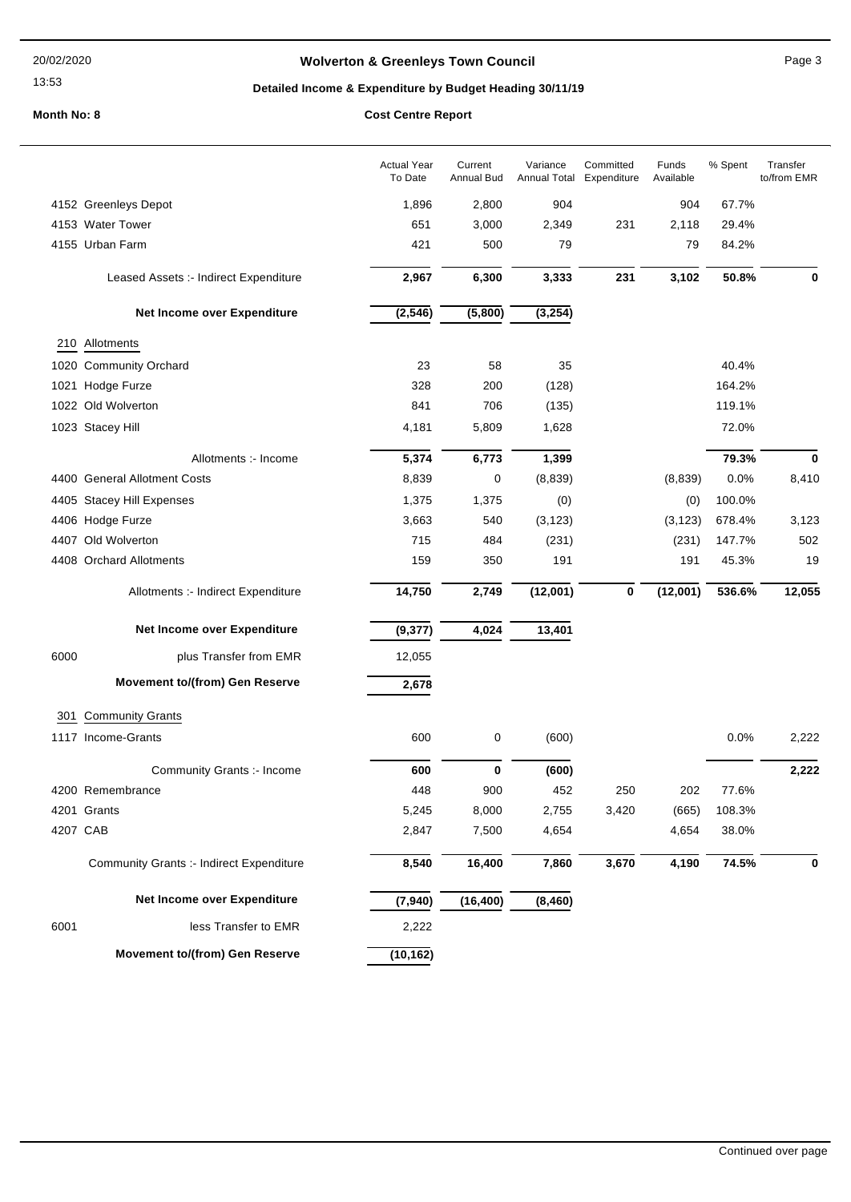**Wolverton & Greenleys Town Council**

**Detailed Income & Expenditure by Budget Heading 30/11/19**

**Month No: 8** **Cost Centre Report**

| | Actual Year To Date | Current Annual Bud | Variance Annual Total | Committed Expenditure | Funds Available | % Spent | Transfer to/from EMR |
|---|---|---|---|---|---|---|---|
| 4152 Greenleys Depot | 1,896 | 2,800 | 904 | | 904 | 67.7% | |
| 4153 Water Tower | 651 | 3,000 | 2,349 | 231 | 2,118 | 29.4% | |
| 4155 Urban Farm | 421 | 500 | 79 | | 79 | 84.2% | |
| Leased Assets :- Indirect Expenditure | **2,967** | **6,300** | **3,333** | **231** | **3,102** | **50.8%** | **0** |
| **Net Income over Expenditure** | **(2,546)** | **(5,800)** | **(3,254)** | | | | |
| 210 Allotments | | | | | | | |
| 1020 Community Orchard | 23 | 58 | 35 | | | 40.4% | |
| 1021 Hodge Furze | 328 | 200 | (128) | | | 164.2% | |
| 1022 Old Wolverton | 841 | 706 | (135) | | | 119.1% | |
| 1023 Stacey Hill | 4,181 | 5,809 | 1,628 | | | 72.0% | |
| Allotments :- Income | **5,374** | **6,773** | **1,399** | | | **79.3%** | **0** |
| 4400 General Allotment Costs | 8,839 | 0 | (8,839) | | (8,839) | 0.0% | 8,410 |
| 4405 Stacey Hill Expenses | 1,375 | 1,375 | (0) | | (0) | 100.0% | |
| 4406 Hodge Furze | 3,663 | 540 | (3,123) | | (3,123) | 678.4% | 3,123 |
| 4407 Old Wolverton | 715 | 484 | (231) | | (231) | 147.7% | 502 |
| 4408 Orchard Allotments | 159 | 350 | 191 | | 191 | 45.3% | 19 |
| Allotments :- Indirect Expenditure | **14,750** | **2,749** | **(12,001)** | **0** | **(12,001)** | **536.6%** | **12,055** |
| **Net Income over Expenditure** | **(9,377)** | **4,024** | **13,401** | | | | |
| 6000 plus Transfer from EMR | 12,055 | | | | | | |
| **Movement to/(from) Gen Reserve** | **2,678** | | | | | | |
| 301 Community Grants | | | | | | | |
| 1117 Income-Grants | 600 | 0 | (600) | | | 0.0% | 2,222 |
| Community Grants :- Income | **600** | **0** | **(600)** | | | | **2,222** |
| 4200 Remembrance | 448 | 900 | 452 | 250 | 202 | 77.6% | |
| 4201 Grants | 5,245 | 8,000 | 2,755 | 3,420 | (665) | 108.3% | |
| 4207 CAB | 2,847 | 7,500 | 4,654 | | 4,654 | 38.0% | |
| Community Grants :- Indirect Expenditure | **8,540** | **16,400** | **7,860** | **3,670** | **4,190** | **74.5%** | **0** |
| **Net Income over Expenditure** | **(7,940)** | **(16,400)** | **(8,460)** | | | | |
| 6001 less Transfer to EMR | 2,222 | | | | | | |
| **Movement to/(from) Gen Reserve** | **(10,162)** | | | | | | |

Continued over page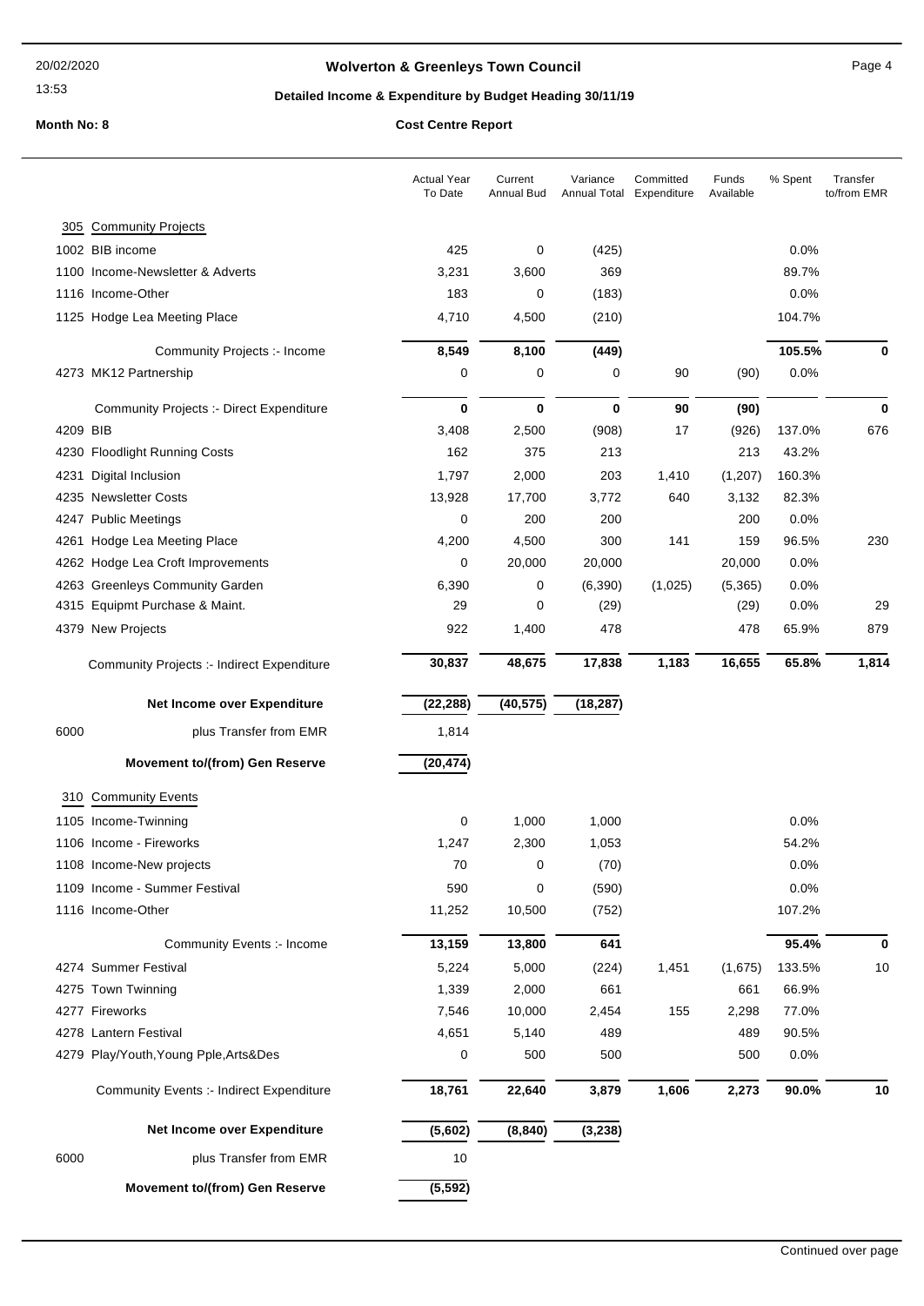# Wolverton & Greenleys Town Council

## Detailed Income & Expenditure by Budget Heading 30/11/19

**Month No: 8** — **Cost Centre Report**

| | Actual Year To Date | Current Annual Bud | Variance Annual Total | Committed Expenditure | Funds Available | % Spent | Transfer to/from EMR |
|---|---|---|---|---|---|---|---|
| **305 Community Projects** | | | | | | | |
| 1002 BIB income | 425 | 0 | (425) | | | 0.0% | |
| 1100 Income-Newsletter & Adverts | 3,231 | 3,600 | 369 | | | 89.7% | |
| 1116 Income-Other | 183 | 0 | (183) | | | 0.0% | |
| 1125 Hodge Lea Meeting Place | 4,710 | 4,500 | (210) | | | 104.7% | |
| Community Projects :- Income | **8,549** | **8,100** | **(449)** | | | **105.5%** | **0** |
| 4273 MK12 Partnership | 0 | 0 | 0 | 90 | (90) | 0.0% | |
| Community Projects :- Direct Expenditure | **0** | **0** | **0** | **90** | **(90)** | | **0** |
| 4209 BIB | 3,408 | 2,500 | (908) | 17 | (926) | 137.0% | 676 |
| 4230 Floodlight Running Costs | 162 | 375 | 213 | | 213 | 43.2% | |
| 4231 Digital Inclusion | 1,797 | 2,000 | 203 | 1,410 | (1,207) | 160.3% | |
| 4235 Newsletter Costs | 13,928 | 17,700 | 3,772 | 640 | 3,132 | 82.3% | |
| 4247 Public Meetings | 0 | 200 | 200 | | 200 | 0.0% | |
| 4261 Hodge Lea Meeting Place | 4,200 | 4,500 | 300 | 141 | 159 | 96.5% | 230 |
| 4262 Hodge Lea Croft Improvements | 0 | 20,000 | 20,000 | | 20,000 | 0.0% | |
| 4263 Greenleys Community Garden | 6,390 | 0 | (6,390) | (1,025) | (5,365) | 0.0% | |
| 4315 Equipmt Purchase & Maint. | 29 | 0 | (29) | | (29) | 0.0% | 29 |
| 4379 New Projects | 922 | 1,400 | 478 | | 478 | 65.9% | 879 |
| Community Projects :- Indirect Expenditure | **30,837** | **48,675** | **17,838** | **1,183** | **16,655** | **65.8%** | **1,814** |
| **Net Income over Expenditure** | **(22,288)** | **(40,575)** | **(18,287)** | | | | |
| 6000 plus Transfer from EMR | 1,814 | | | | | | |
| **Movement to/(from) Gen Reserve** | **(20,474)** | | | | | | |
| **310 Community Events** | | | | | | | |
| 1105 Income-Twinning | 0 | 1,000 | 1,000 | | | 0.0% | |
| 1106 Income - Fireworks | 1,247 | 2,300 | 1,053 | | | 54.2% | |
| 1108 Income-New projects | 70 | 0 | (70) | | | 0.0% | |
| 1109 Income - Summer Festival | 590 | 0 | (590) | | | 0.0% | |
| 1116 Income-Other | 11,252 | 10,500 | (752) | | | 107.2% | |
| Community Events :- Income | **13,159** | **13,800** | **641** | | | **95.4%** | **0** |
| 4274 Summer Festival | 5,224 | 5,000 | (224) | 1,451 | (1,675) | 133.5% | 10 |
| 4275 Town Twinning | 1,339 | 2,000 | 661 | | 661 | 66.9% | |
| 4277 Fireworks | 7,546 | 10,000 | 2,454 | 155 | 2,298 | 77.0% | |
| 4278 Lantern Festival | 4,651 | 5,140 | 489 | | 489 | 90.5% | |
| 4279 Play/Youth,Young Pple,Arts&Des | 0 | 500 | 500 | | 500 | 0.0% | |
| Community Events :- Indirect Expenditure | **18,761** | **22,640** | **3,879** | **1,606** | **2,273** | **90.0%** | **10** |
| **Net Income over Expenditure** | **(5,602)** | **(8,840)** | **(3,238)** | | | | |
| 6000 plus Transfer from EMR | 10 | | | | | | |
| **Movement to/(from) Gen Reserve** | **(5,592)** | | | | | | |

Continued over page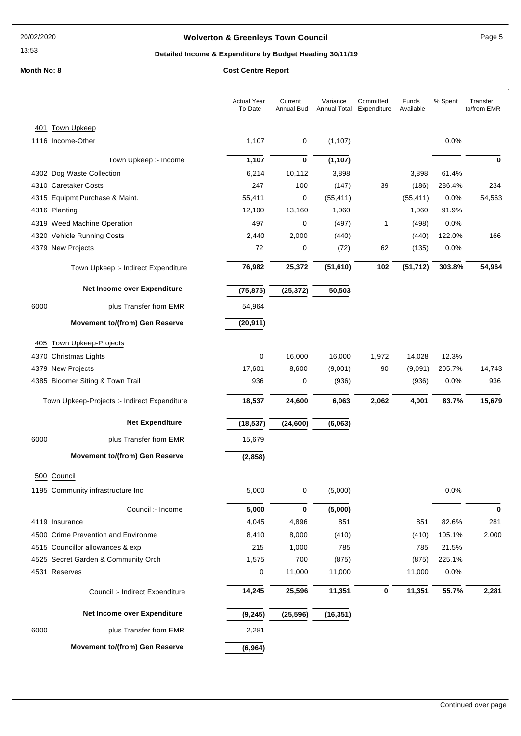# Wolverton & Greenleys Town Council

## Detailed Income & Expenditure by Budget Heading 30/11/19

**Month No: 8** — **Cost Centre Report**

| | Actual Year To Date | Current Annual Bud | Variance Annual Total | Committed Expenditure | Funds Available | % Spent | Transfer to/from EMR |
|---|---|---|---|---|---|---|---|
| **401 Town Upkeep** | | | | | | | |
| 1116 Income-Other | 1,107 | 0 | (1,107) | | | 0.0% | |
| Town Upkeep :- Income | **1,107** | **0** | **(1,107)** | | | | **0** |
| 4302 Dog Waste Collection | 6,214 | 10,112 | 3,898 | | 3,898 | 61.4% | |
| 4310 Caretaker Costs | 247 | 100 | (147) | 39 | (186) | 286.4% | 234 |
| 4315 Equipmt Purchase & Maint. | 55,411 | 0 | (55,411) | | (55,411) | 0.0% | 54,563 |
| 4316 Planting | 12,100 | 13,160 | 1,060 | | 1,060 | 91.9% | |
| 4319 Weed Machine Operation | 497 | 0 | (497) | 1 | (498) | 0.0% | |
| 4320 Vehicle Running Costs | 2,440 | 2,000 | (440) | | (440) | 122.0% | 166 |
| 4379 New Projects | 72 | 0 | (72) | 62 | (135) | 0.0% | |
| Town Upkeep :- Indirect Expenditure | **76,982** | **25,372** | **(51,610)** | **102** | **(51,712)** | **303.8%** | **54,964** |
| **Net Income over Expenditure** | **(75,875)** | **(25,372)** | **50,503** | | | | |
| 6000 plus Transfer from EMR | 54,964 | | | | | | |
| **Movement to/(from) Gen Reserve** | **(20,911)** | | | | | | |
| **405 Town Upkeep-Projects** | | | | | | | |
| 4370 Christmas Lights | 0 | 16,000 | 16,000 | 1,972 | 14,028 | 12.3% | |
| 4379 New Projects | 17,601 | 8,600 | (9,001) | 90 | (9,091) | 205.7% | 14,743 |
| 4385 Bloomer Siting & Town Trail | 936 | 0 | (936) | | (936) | 0.0% | 936 |
| Town Upkeep-Projects :- Indirect Expenditure | **18,537** | **24,600** | **6,063** | **2,062** | **4,001** | **83.7%** | **15,679** |
| **Net Expenditure** | **(18,537)** | **(24,600)** | **(6,063)** | | | | |
| 6000 plus Transfer from EMR | 15,679 | | | | | | |
| **Movement to/(from) Gen Reserve** | **(2,858)** | | | | | | |
| **500 Council** | | | | | | | |
| 1195 Community infrastructure Inc | 5,000 | 0 | (5,000) | | | 0.0% | |
| Council :- Income | **5,000** | **0** | **(5,000)** | | | | **0** |
| 4119 Insurance | 4,045 | 4,896 | 851 | | 851 | 82.6% | 281 |
| 4500 Crime Prevention and Environme | 8,410 | 8,000 | (410) | | (410) | 105.1% | 2,000 |
| 4515 Councillor allowances & exp | 215 | 1,000 | 785 | | 785 | 21.5% | |
| 4525 Secret Garden & Community Orch | 1,575 | 700 | (875) | | (875) | 225.1% | |
| 4531 Reserves | 0 | 11,000 | 11,000 | | 11,000 | 0.0% | |
| Council :- Indirect Expenditure | **14,245** | **25,596** | **11,351** | **0** | **11,351** | **55.7%** | **2,281** |
| **Net Income over Expenditure** | **(9,245)** | **(25,596)** | **(16,351)** | | | | |
| 6000 plus Transfer from EMR | 2,281 | | | | | | |
| **Movement to/(from) Gen Reserve** | **(6,964)** | | | | | | |

Continued over page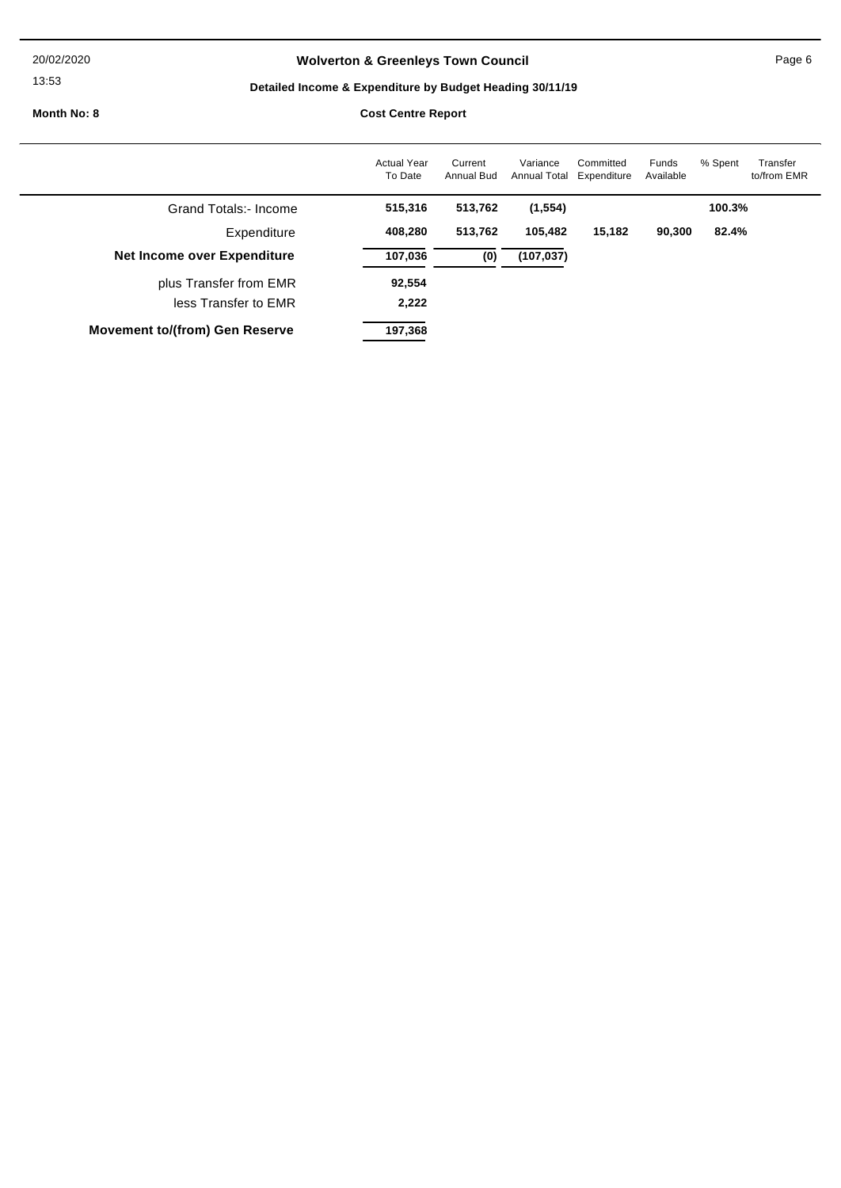# Wolverton & Greenleys Town Council

## Detailed Income & Expenditure by Budget Heading 30/11/19

**Month No: 8**

**Cost Centre Report**

| | Actual Year To Date | Current Annual Bud | Variance Annual Total | Committed Expenditure | Funds Available | % Spent | Transfer to/from EMR |
|---|---|---|---|---|---|---|---|
| Grand Totals:- Income | **515,316** | **513,762** | **(1,554)** | | | **100.3%** | |
| Expenditure | **408,280** | **513,762** | **105,482** | **15,182** | **90,300** | **82.4%** | |
| **Net Income over Expenditure** | **107,036** | **(0)** | **(107,037)** | | | | |
| plus Transfer from EMR | **92,554** | | | | | | |
| less Transfer to EMR | **2,222** | | | | | | |
| **Movement to/(from) Gen Reserve** | **197,368** | | | | | | |